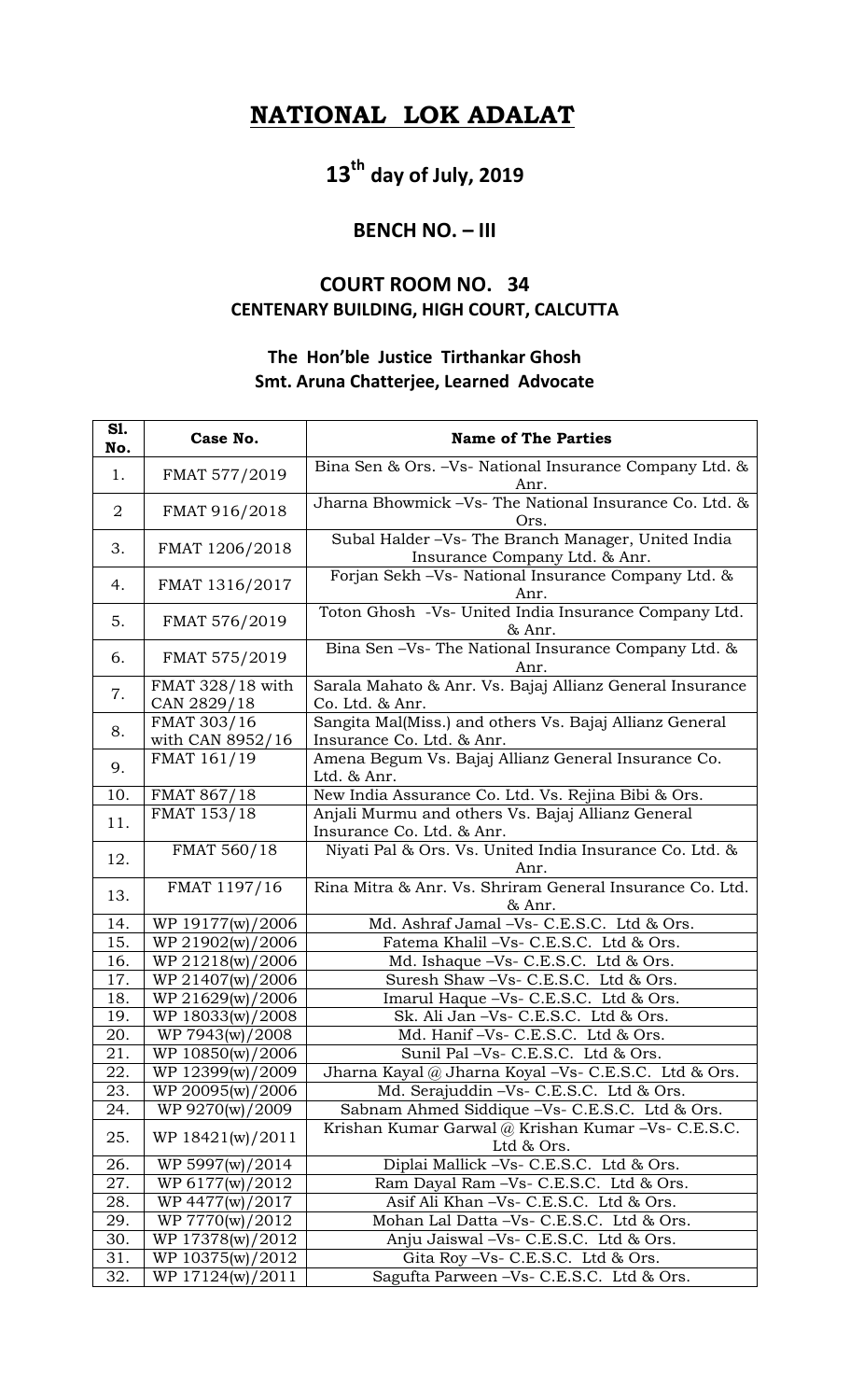# NATIONAL LOK ADALAT

## 13th day of July, 2019

### BENCH NO. – III

### COURT ROOM NO. 34
### CENTENARY BUILDING, HIGH COURT, CALCUTTA

### The Hon'ble Justice Tirthankar Ghosh
### Smt. Aruna Chatterjee, Learned Advocate

| Sl. No. | Case No. | Name of The Parties |
|---|---|---|
| 1. | FMAT 577/2019 | Bina Sen & Ors. –Vs- National Insurance Company Ltd. & Anr. |
| 2 | FMAT 916/2018 | Jharna Bhowmick –Vs- The National Insurance Co. Ltd. & Ors. |
| 3. | FMAT 1206/2018 | Subal Halder –Vs- The Branch Manager, United India Insurance Company Ltd. & Anr. |
| 4. | FMAT 1316/2017 | Forjan Sekh –Vs- National Insurance Company Ltd. & Anr. |
| 5. | FMAT 576/2019 | Toton Ghosh -Vs- United India Insurance Company Ltd. & Anr. |
| 6. | FMAT 575/2019 | Bina Sen –Vs- The National Insurance Company Ltd. & Anr. |
| 7. | FMAT 328/18 with CAN 2829/18 | Sarala Mahato & Anr. Vs. Bajaj Allianz General Insurance Co. Ltd. & Anr. |
| 8. | FMAT 303/16 with CAN 8952/16 | Sangita Mal(Miss.) and others Vs. Bajaj Allianz General Insurance Co. Ltd. & Anr. |
| 9. | FMAT 161/19 | Amena Begum Vs. Bajaj Allianz General Insurance Co. Ltd. & Anr. |
| 10. | FMAT 867/18 | New India Assurance Co. Ltd. Vs. Rejina Bibi & Ors. |
| 11. | FMAT 153/18 | Anjali Murmu and others Vs. Bajaj Allianz General Insurance Co. Ltd. & Anr. |
| 12. | FMAT 560/18 | Niyati Pal & Ors. Vs. United India Insurance Co. Ltd. & Anr. |
| 13. | FMAT 1197/16 | Rina Mitra & Anr. Vs. Shriram General Insurance Co. Ltd. & Anr. |
| 14. | WP 19177(w)/2006 | Md. Ashraf Jamal –Vs- C.E.S.C. Ltd & Ors. |
| 15. | WP 21902(w)/2006 | Fatema Khalil –Vs- C.E.S.C. Ltd & Ors. |
| 16. | WP 21218(w)/2006 | Md. Ishaque –Vs- C.E.S.C. Ltd & Ors. |
| 17. | WP 21407(w)/2006 | Suresh Shaw –Vs- C.E.S.C. Ltd & Ors. |
| 18. | WP 21629(w)/2006 | Imarul Haque –Vs- C.E.S.C. Ltd & Ors. |
| 19. | WP 18033(w)/2008 | Sk. Ali Jan –Vs- C.E.S.C. Ltd & Ors. |
| 20. | WP 7943(w)/2008 | Md. Hanif –Vs- C.E.S.C. Ltd & Ors. |
| 21. | WP 10850(w)/2006 | Sunil Pal –Vs- C.E.S.C. Ltd & Ors. |
| 22. | WP 12399(w)/2009 | Jharna Kayal @ Jharna Koyal –Vs- C.E.S.C. Ltd & Ors. |
| 23. | WP 20095(w)/2006 | Md. Serajuddin –Vs- C.E.S.C. Ltd & Ors. |
| 24. | WP 9270(w)/2009 | Sabnam Ahmed Siddique –Vs- C.E.S.C. Ltd & Ors. |
| 25. | WP 18421(w)/2011 | Krishan Kumar Garwal @ Krishan Kumar –Vs- C.E.S.C. Ltd & Ors. |
| 26. | WP 5997(w)/2014 | Diplai Mallick –Vs- C.E.S.C. Ltd & Ors. |
| 27. | WP 6177(w)/2012 | Ram Dayal Ram –Vs- C.E.S.C. Ltd & Ors. |
| 28. | WP 4477(w)/2017 | Asif Ali Khan –Vs- C.E.S.C. Ltd & Ors. |
| 29. | WP 7770(w)/2012 | Mohan Lal Datta –Vs- C.E.S.C. Ltd & Ors. |
| 30. | WP 17378(w)/2012 | Anju Jaiswal –Vs- C.E.S.C. Ltd & Ors. |
| 31. | WP 10375(w)/2012 | Gita Roy –Vs- C.E.S.C. Ltd & Ors. |
| 32. | WP 17124(w)/2011 | Sagufta Parween –Vs- C.E.S.C. Ltd & Ors. |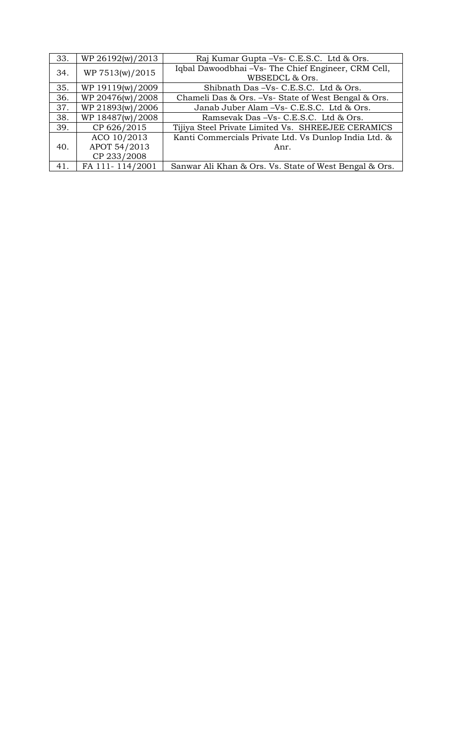| | | |
|---|---|---|
| 33. | WP 26192(w)/2013 | Raj Kumar Gupta –Vs- C.E.S.C. Ltd & Ors. |
| 34. | WP 7513(w)/2015 | Iqbal Dawoodbhai –Vs- The Chief Engineer, CRM Cell, WBSEDCL & Ors. |
| 35. | WP 19119(w)/2009 | Shibnath Das –Vs- C.E.S.C. Ltd & Ors. |
| 36. | WP 20476(w)/2008 | Chameli Das & Ors. –Vs- State of West Bengal & Ors. |
| 37. | WP 21893(w)/2006 | Janab Juber Alam –Vs- C.E.S.C. Ltd & Ors. |
| 38. | WP 18487(w)/2008 | Ramsevak Das –Vs- C.E.S.C. Ltd & Ors. |
| 39. | CP 626/2015 | Tijiya Steel Private Limited Vs. SHREEJEE CERAMICS |
| 40. | ACO 10/2013<br>APOT 54/2013<br>CP 233/2008 | Kanti Commercials Private Ltd. Vs Dunlop India Ltd. & Anr. |
| 41. | FA 111- 114/2001 | Sanwar Ali Khan & Ors. Vs. State of West Bengal & Ors. |